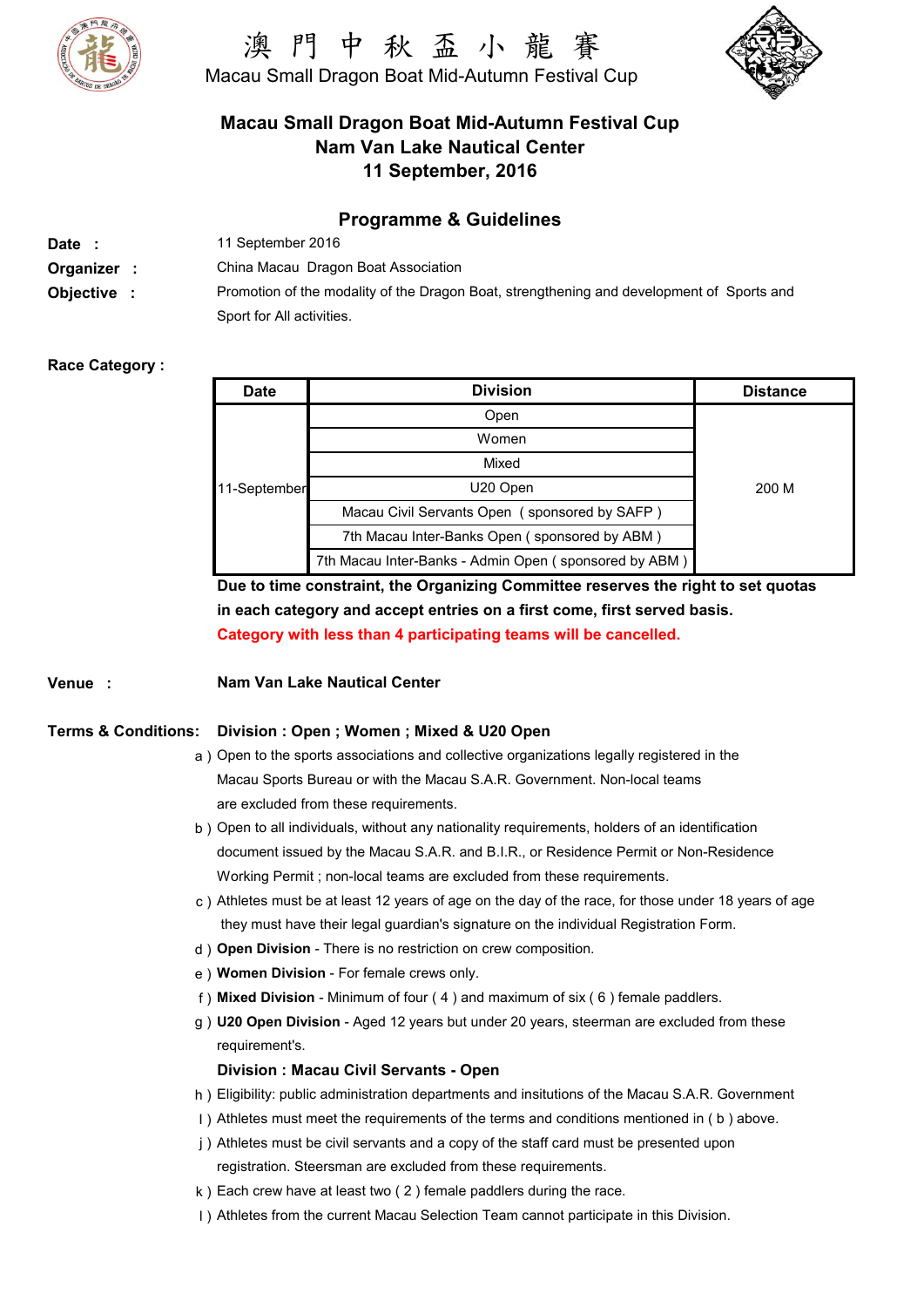# 澳 門 中 秋 盃 小 龍 賽

Macau Small Dragon Boat Mid-Autumn Festival Cup

## Macau Small Dragon Boat Mid-Autumn Festival Cup
## Nam Van Lake Nautical Center
## 11 September, 2016

## Programme & Guidelines

**Date :** 11 September 2016

**Organizer :** China Macau Dragon Boat Association

**Objective :** Promotion of the modality of the Dragon Boat, strengthening and development of Sports and Sport for All activities.

**Race Category :**

| Date | Division | Distance |
|---|---|---|
| 11-September | Open | 200 M |
| | Women | |
| | Mixed | |
| | U20 Open | |
| | Macau Civil Servants Open ( sponsored by SAFP ) | |
| | 7th Macau Inter-Banks Open ( sponsored by ABM ) | |
| | 7th Macau Inter-Banks - Admin Open ( sponsored by ABM ) | |

**Due to time constraint, the Organizing Committee reserves the right to set quotas in each category and accept entries on a first come, first served basis.**

**Category with less than 4 participating teams will be cancelled.**

**Venue :** **Nam Van Lake Nautical Center**

**Terms & Conditions:** **Division : Open ; Women ; Mixed & U20 Open**

a ) Open to the sports associations and collective organizations legally registered in the Macau Sports Bureau or with the Macau S.A.R. Government. Non-local teams are excluded from these requirements.

b ) Open to all individuals, without any nationality requirements, holders of an identification document issued by the Macau S.A.R. and B.I.R., or Residence Permit or Non-Residence Working Permit ; non-local teams are excluded from these requirements.

c ) Athletes must be at least 12 years of age on the day of the race, for those under 18 years of age they must have their legal guardian's signature on the individual Registration Form.

d ) **Open Division** - There is no restriction on crew composition.

e ) **Women Division** - For female crews only.

f ) **Mixed Division** - Minimum of four ( 4 ) and maximum of six ( 6 ) female paddlers.

g ) **U20 Open Division** - Aged 12 years but under 20 years, steerman are excluded from these requirement's.

**Division : Macau Civil Servants - Open**

h ) Eligibility: public administration departments and insitutions of the Macau S.A.R. Government

I ) Athletes must meet the requirements of the terms and conditions mentioned in ( b ) above.

j ) Athletes must be civil servants and a copy of the staff card must be presented upon registration. Steersman are excluded from these requirements.

k ) Each crew have at least two ( 2 ) female paddlers during the race.

l ) Athletes from the current Macau Selection Team cannot participate in this Division.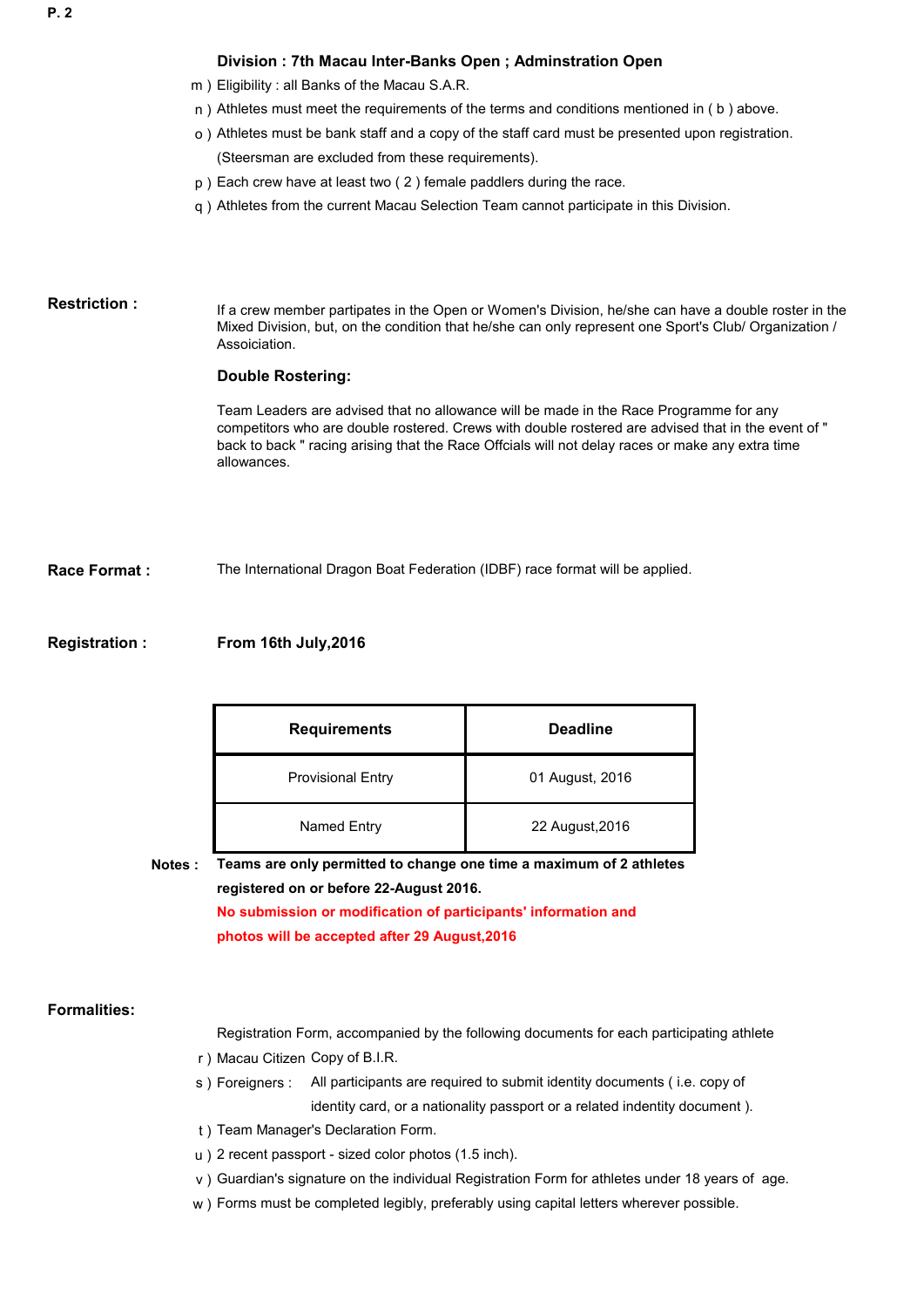### Division : 7th Macau Inter-Banks Open ; Adminstration Open

m ) Eligibility : all Banks of the Macau S.A.R.

n ) Athletes must meet the requirements of the terms and conditions mentioned in ( b ) above.

o ) Athletes must be bank staff and a copy of the staff card must be presented upon registration. (Steersman are excluded from these requirements).

p ) Each crew have at least two ( 2 ) female paddlers during the race.

q ) Athletes from the current Macau Selection Team cannot participate in this Division.

**Restriction :**

If a crew member partipates in the Open or Women's Division, he/she can have a double roster in the Mixed Division, but, on the condition that he/she can only represent one Sport's Club/ Organization / Assoiciation.

**Double Rostering:**

Team Leaders are advised that no allowance will be made in the Race Programme for any competitors who are double rostered. Crews with double rostered are advised that in the event of " back to back " racing arising that the Race Offcials will not delay races or make any extra time allowances.

**Race Format :**

The International Dragon Boat Federation (IDBF) race format will be applied.

**Registration :** **From 16th July,2016**

| Requirements | Deadline |
|---|---|
| Provisional Entry | 01 August, 2016 |
| Named Entry | 22 August,2016 |

**Notes :** **Teams are only permitted to change one time a maximum of 2 athletes registered on or before 22-August 2016.**

**No submission or modification of participants' information and photos will be accepted after 29 August,2016**

**Formalities:**

Registration Form, accompanied by the following documents for each participating athlete

r ) Macau Citizen Copy of B.I.R.

s ) Foreigners : All participants are required to submit identity documents ( i.e. copy of identity card, or a nationality passport or a related indentity document ).

t ) Team Manager's Declaration Form.

u ) 2 recent passport - sized color photos (1.5 inch).

v ) Guardian's signature on the individual Registration Form for athletes under 18 years of age.

w ) Forms must be completed legibly, preferably using capital letters wherever possible.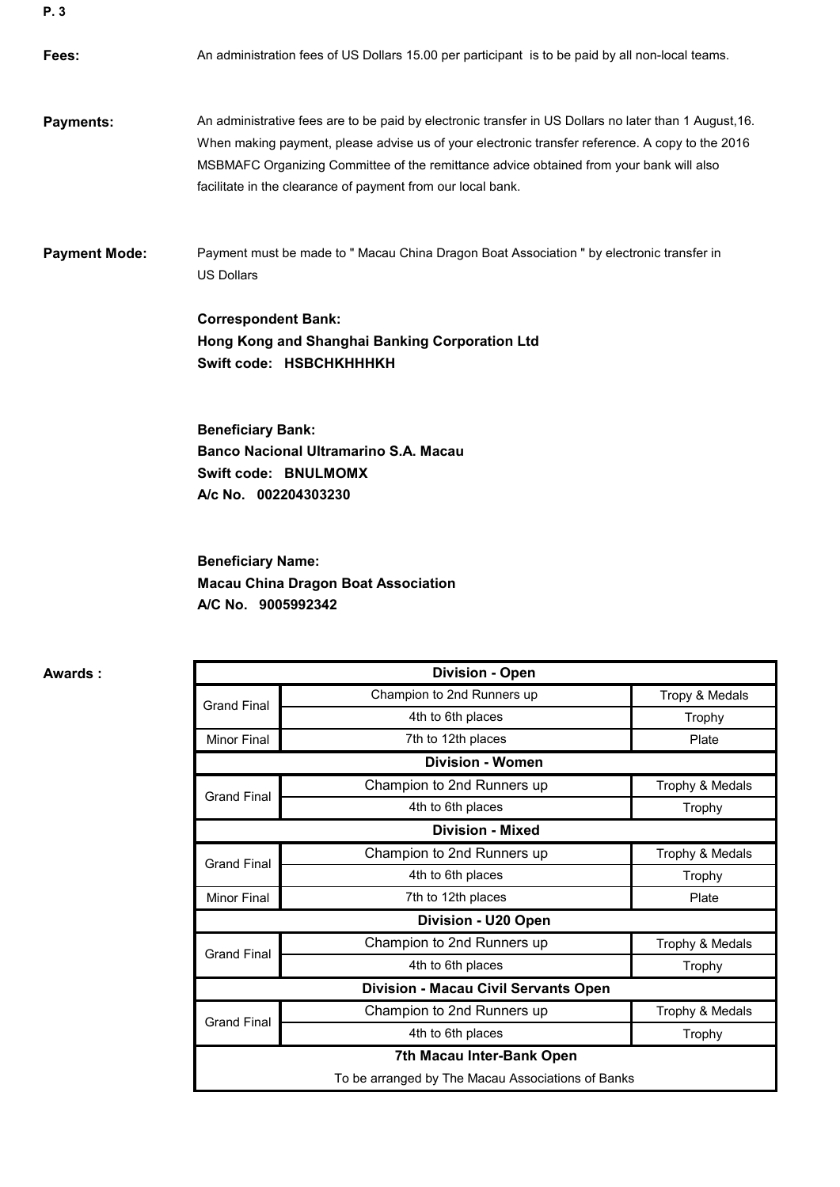**Fees:** An administration fees of US Dollars 15.00 per participant is to be paid by all non-local teams.

**Payments:** An administrative fees are to be paid by electronic transfer in US Dollars no later than 1 August,16. When making payment, please advise us of your electronic transfer reference. A copy to the 2016 MSBMAFC Organizing Committee of the remittance advice obtained from your bank will also facilitate in the clearance of payment from our local bank.

**Payment Mode:** Payment must be made to " Macau China Dragon Boat Association " by electronic transfer in US Dollars

**Correspondent Bank:**
**Hong Kong and Shanghai Banking Corporation Ltd**
**Swift code: HSBCHKHHHKH**

**Beneficiary Bank:**
**Banco Nacional Ultramarino S.A. Macau**
**Swift code: BNULMOMX**
**A/c No. 002204303230**

**Beneficiary Name:**
**Macau China Dragon Boat Association**
**A/C No. 9005992342**

**Awards :**

| Division - Open | | |
|---|---|---|
| Grand Final | Champion to 2nd Runners up | Tropy & Medals |
| | 4th to 6th places | Trophy |
| Minor Final | 7th to 12th places | Plate |
| **Division - Women** | | |
| Grand Final | Champion to 2nd Runners up | Trophy & Medals |
| | 4th to 6th places | Trophy |
| **Division - Mixed** | | |
| Grand Final | Champion to 2nd Runners up | Trophy & Medals |
| | 4th to 6th places | Trophy |
| Minor Final | 7th to 12th places | Plate |
| **Division - U20 Open** | | |
| Grand Final | Champion to 2nd Runners up | Trophy & Medals |
| | 4th to 6th places | Trophy |
| **Division - Macau Civil Servants Open** | | |
| Grand Final | Champion to 2nd Runners up | Trophy & Medals |
| | 4th to 6th places | Trophy |
| **7th Macau Inter-Bank Open** | | |
| To be arranged by The Macau Associations of Banks | | |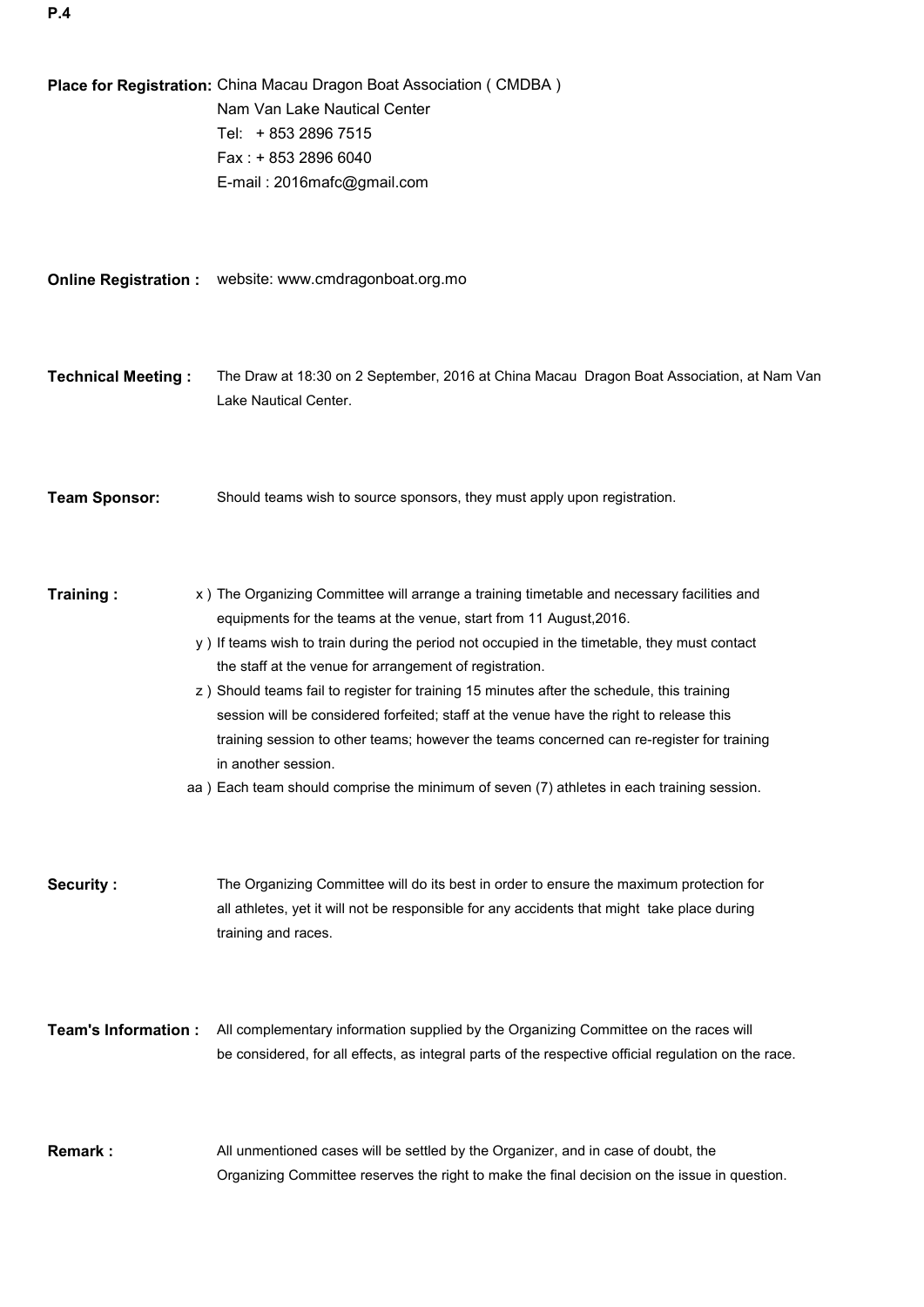**Place for Registration:** China Macau Dragon Boat Association ( CMDBA )
Nam Van Lake Nautical Center
Tel: + 853 2896 7515
Fax : + 853 2896 6040
E-mail : 2016mafc@gmail.com

**Online Registration :** website: www.cmdragonboat.org.mo

**Technical Meeting :** The Draw at 18:30 on 2 September, 2016 at China Macau Dragon Boat Association, at Nam Van Lake Nautical Center.

**Team Sponsor:** Should teams wish to source sponsors, they must apply upon registration.

**Training :**

x ) The Organizing Committee will arrange a training timetable and necessary facilities and equipments for the teams at the venue, start from 11 August,2016.

y ) If teams wish to train during the period not occupied in the timetable, they must contact the staff at the venue for arrangement of registration.

z ) Should teams fail to register for training 15 minutes after the schedule, this training session will be considered forfeited; staff at the venue have the right to release this training session to other teams; however the teams concerned can re-register for training in another session.

aa ) Each team should comprise the minimum of seven (7) athletes in each training session.

**Security :** The Organizing Committee will do its best in order to ensure the maximum protection for all athletes, yet it will not be responsible for any accidents that might take place during training and races.

**Team's Information :** All complementary information supplied by the Organizing Committee on the races will be considered, for all effects, as integral parts of the respective official regulation on the race.

**Remark :** All unmentioned cases will be settled by the Organizer, and in case of doubt, the Organizing Committee reserves the right to make the final decision on the issue in question.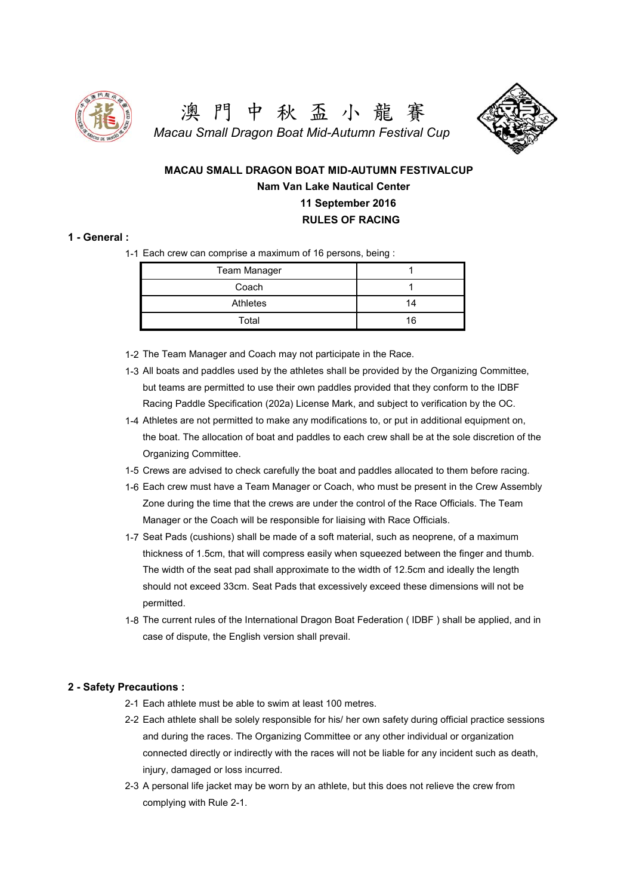# 澳 門 中 秋 盃 小 龍 賽

*Macau Small Dragon Boat Mid-Autumn Festival Cup*

**MACAU SMALL DRAGON BOAT MID-AUTUMN FESTIVALCUP**

**Nam Van Lake Nautical Center**

**11 September 2016**

**RULES OF RACING**

## 1 - General :

1-1 Each crew can comprise a maximum of 16 persons, being :

| Team Manager | 1 |
|---|---|
| Coach | 1 |
| Athletes | 14 |
| Total | 16 |

1-2 The Team Manager and Coach may not participate in the Race.

1-3 All boats and paddles used by the athletes shall be provided by the Organizing Committee, but teams are permitted to use their own paddles provided that they conform to the IDBF Racing Paddle Specification (202a) License Mark, and subject to verification by the OC.

1-4 Athletes are not permitted to make any modifications to, or put in additional equipment on, the boat. The allocation of boat and paddles to each crew shall be at the sole discretion of the Organizing Committee.

1-5 Crews are advised to check carefully the boat and paddles allocated to them before racing.

1-6 Each crew must have a Team Manager or Coach, who must be present in the Crew Assembly Zone during the time that the crews are under the control of the Race Officials. The Team Manager or the Coach will be responsible for liaising with Race Officials.

1-7 Seat Pads (cushions) shall be made of a soft material, such as neoprene, of a maximum thickness of 1.5cm, that will compress easily when squeezed between the finger and thumb. The width of the seat pad shall approximate to the width of 12.5cm and ideally the length should not exceed 33cm. Seat Pads that excessively exceed these dimensions will not be permitted.

1-8 The current rules of the International Dragon Boat Federation ( IDBF ) shall be applied, and in case of dispute, the English version shall prevail.

## 2 - Safety Precautions :

2-1 Each athlete must be able to swim at least 100 metres.

2-2 Each athlete shall be solely responsible for his/ her own safety during official practice sessions and during the races. The Organizing Committee or any other individual or organization connected directly or indirectly with the races will not be liable for any incident such as death, injury, damaged or loss incurred.

2-3 A personal life jacket may be worn by an athlete, but this does not relieve the crew from complying with Rule 2-1.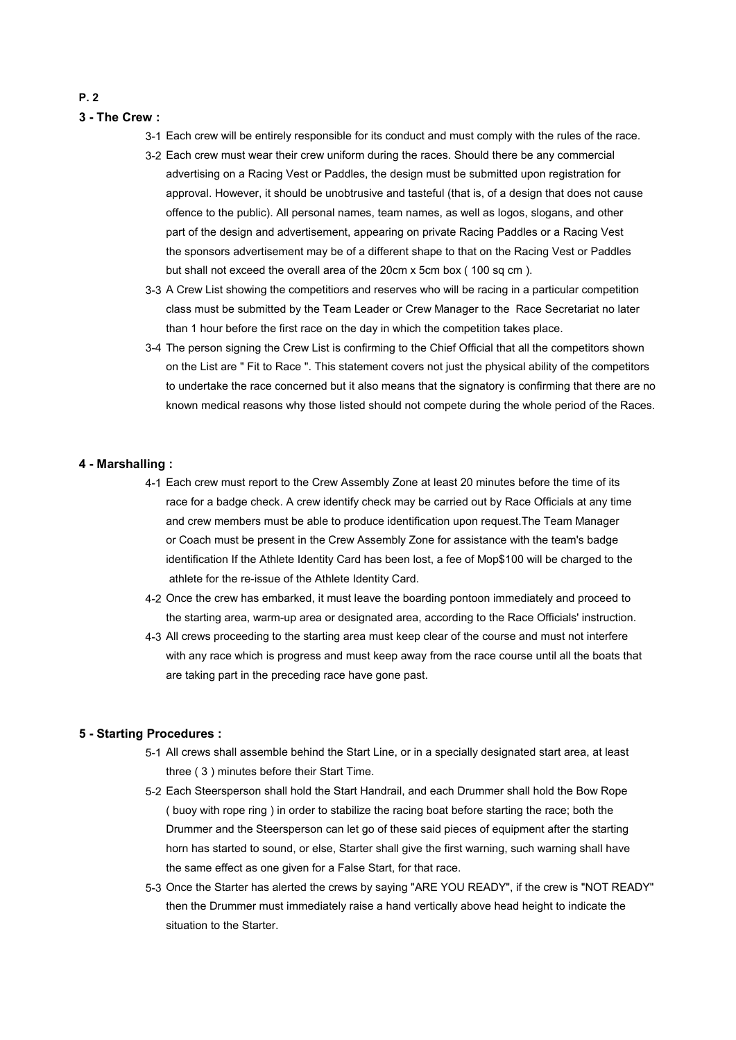## 3 - The Crew :

3-1 Each crew will be entirely responsible for its conduct and must comply with the rules of the race.

3-2 Each crew must wear their crew uniform during the races. Should there be any commercial advertising on a Racing Vest or Paddles, the design must be submitted upon registration for approval. However, it should be unobtrusive and tasteful (that is, of a design that does not cause offence to the public). All personal names, team names, as well as logos, slogans, and other part of the design and advertisement, appearing on private Racing Paddles or a Racing Vest the sponsors advertisement may be of a different shape to that on the Racing Vest or Paddles but shall not exceed the overall area of the 20cm x 5cm box ( 100 sq cm ).

3-3 A Crew List showing the competitiors and reserves who will be racing in a particular competition class must be submitted by the Team Leader or Crew Manager to the Race Secretariat no later than 1 hour before the first race on the day in which the competition takes place.

3-4 The person signing the Crew List is confirming to the Chief Official that all the competitors shown on the List are " Fit to Race ". This statement covers not just the physical ability of the competitors to undertake the race concerned but it also means that the signatory is confirming that there are no known medical reasons why those listed should not compete during the whole period of the Races.

## 4 - Marshalling :

4-1 Each crew must report to the Crew Assembly Zone at least 20 minutes before the time of its race for a badge check. A crew identify check may be carried out by Race Officials at any time and crew members must be able to produce identification upon request.The Team Manager or Coach must be present in the Crew Assembly Zone for assistance with the team's badge identification If the Athlete Identity Card has been lost, a fee of Mop$100 will be charged to the athlete for the re-issue of the Athlete Identity Card.

4-2 Once the crew has embarked, it must leave the boarding pontoon immediately and proceed to the starting area, warm-up area or designated area, according to the Race Officials' instruction.

4-3 All crews proceeding to the starting area must keep clear of the course and must not interfere with any race which is progress and must keep away from the race course until all the boats that are taking part in the preceding race have gone past.

## 5 - Starting Procedures :

5-1 All crews shall assemble behind the Start Line, or in a specially designated start area, at least three ( 3 ) minutes before their Start Time.

5-2 Each Steersperson shall hold the Start Handrail, and each Drummer shall hold the Bow Rope ( buoy with rope ring ) in order to stabilize the racing boat before starting the race; both the Drummer and the Steersperson can let go of these said pieces of equipment after the starting horn has started to sound, or else, Starter shall give the first warning, such warning shall have the same effect as one given for a False Start, for that race.

5-3 Once the Starter has alerted the crews by saying "ARE YOU READY", if the crew is "NOT READY" then the Drummer must immediately raise a hand vertically above head height to indicate the situation to the Starter.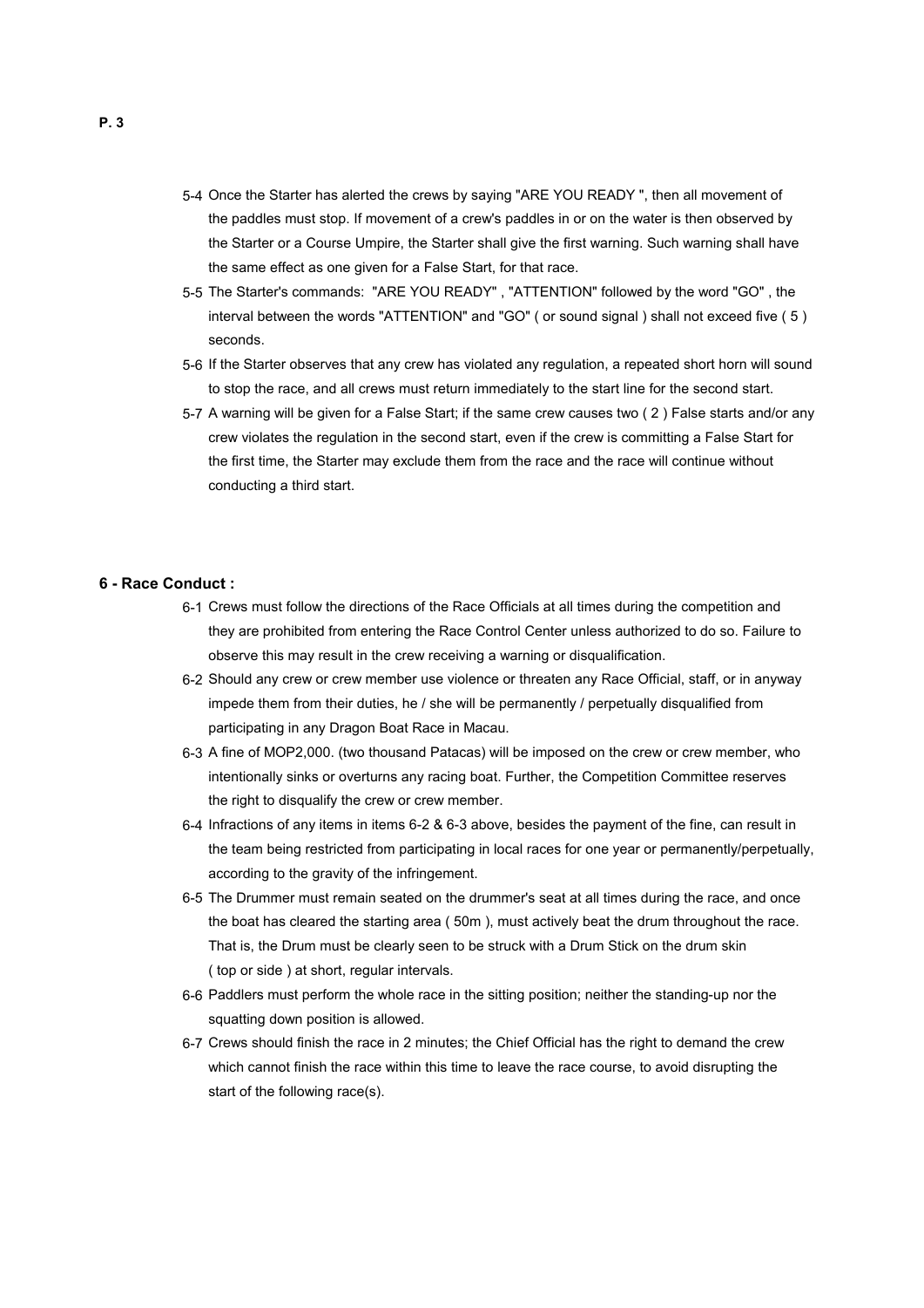5-4 Once the Starter has alerted the crews by saying "ARE YOU READY ", then all movement of the paddles must stop. If movement of a crew's paddles in or on the water is then observed by the Starter or a Course Umpire, the Starter shall give the first warning. Such warning shall have the same effect as one given for a False Start, for that race.

5-5 The Starter's commands: "ARE YOU READY" , "ATTENTION" followed by the word "GO" , the interval between the words "ATTENTION" and "GO" ( or sound signal ) shall not exceed five ( 5 ) seconds.

5-6 If the Starter observes that any crew has violated any regulation, a repeated short horn will sound to stop the race, and all crews must return immediately to the start line for the second start.

5-7 A warning will be given for a False Start; if the same crew causes two ( 2 ) False starts and/or any crew violates the regulation in the second start, even if the crew is committing a False Start for the first time, the Starter may exclude them from the race and the race will continue without conducting a third start.

**6 - Race Conduct :**

6-1 Crews must follow the directions of the Race Officials at all times during the competition and they are prohibited from entering the Race Control Center unless authorized to do so. Failure to observe this may result in the crew receiving a warning or disqualification.

6-2 Should any crew or crew member use violence or threaten any Race Official, staff, or in anyway impede them from their duties, he / she will be permanently / perpetually disqualified from participating in any Dragon Boat Race in Macau.

6-3 A fine of MOP2,000. (two thousand Patacas) will be imposed on the crew or crew member, who intentionally sinks or overturns any racing boat. Further, the Competition Committee reserves the right to disqualify the crew or crew member.

6-4 Infractions of any items in items 6-2 & 6-3 above, besides the payment of the fine, can result in the team being restricted from participating in local races for one year or permanently/perpetually, according to the gravity of the infringement.

6-5 The Drummer must remain seated on the drummer's seat at all times during the race, and once the boat has cleared the starting area ( 50m ), must actively beat the drum throughout the race. That is, the Drum must be clearly seen to be struck with a Drum Stick on the drum skin ( top or side ) at short, regular intervals.

6-6 Paddlers must perform the whole race in the sitting position; neither the standing-up nor the squatting down position is allowed.

6-7 Crews should finish the race in 2 minutes; the Chief Official has the right to demand the crew which cannot finish the race within this time to leave the race course, to avoid disrupting the start of the following race(s).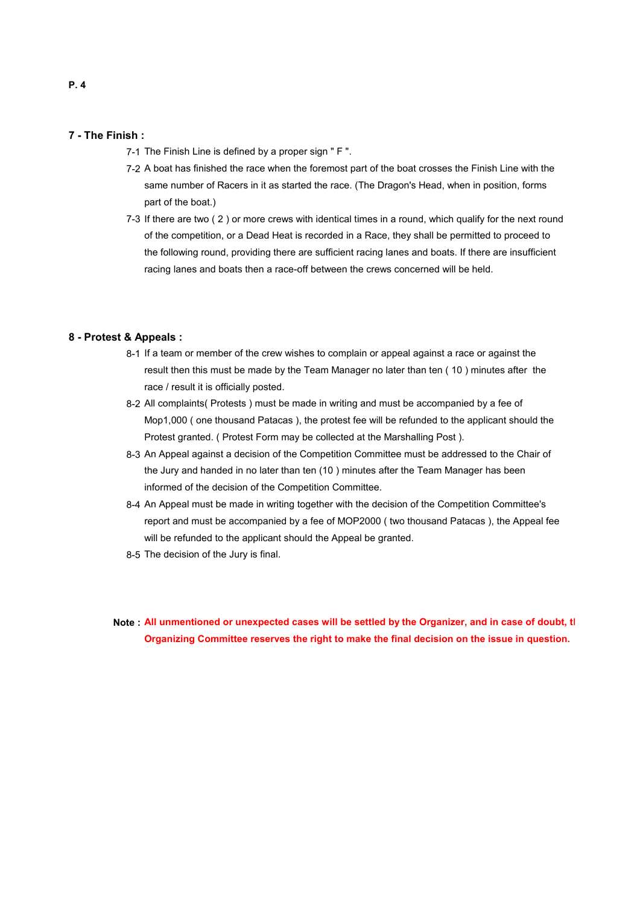## 7 - The Finish :

7-1 The Finish Line is defined by a proper sign " F ".

7-2 A boat has finished the race when the foremost part of the boat crosses the Finish Line with the same number of Racers in it as started the race. (The Dragon's Head, when in position, forms part of the boat.)

7-3 If there are two ( 2 ) or more crews with identical times in a round, which qualify for the next round of the competition, or a Dead Heat is recorded in a Race, they shall be permitted to proceed to the following round, providing there are sufficient racing lanes and boats. If there are insufficient racing lanes and boats then a race-off between the crews concerned will be held.

## 8 - Protest & Appeals :

8-1 If a team or member of the crew wishes to complain or appeal against a race or against the result then this must be made by the Team Manager no later than ten ( 10 ) minutes after the race / result it is officially posted.

8-2 All complaints( Protests ) must be made in writing and must be accompanied by a fee of Mop1,000 ( one thousand Patacas ), the protest fee will be refunded to the applicant should the Protest granted. ( Protest Form may be collected at the Marshalling Post ).

8-3 An Appeal against a decision of the Competition Committee must be addressed to the Chair of the Jury and handed in no later than ten (10 ) minutes after the Team Manager has been informed of the decision of the Competition Committee.

8-4 An Appeal must be made in writing together with the decision of the Competition Committee's report and must be accompanied by a fee of MOP2000 ( two thousand Patacas ), the Appeal fee will be refunded to the applicant should the Appeal be granted.

8-5 The decision of the Jury is final.

**Note : All unmentioned or unexpected cases will be settled by the Organizer, and in case of doubt, tl Organizing Committee reserves the right to make the final decision on the issue in question.**